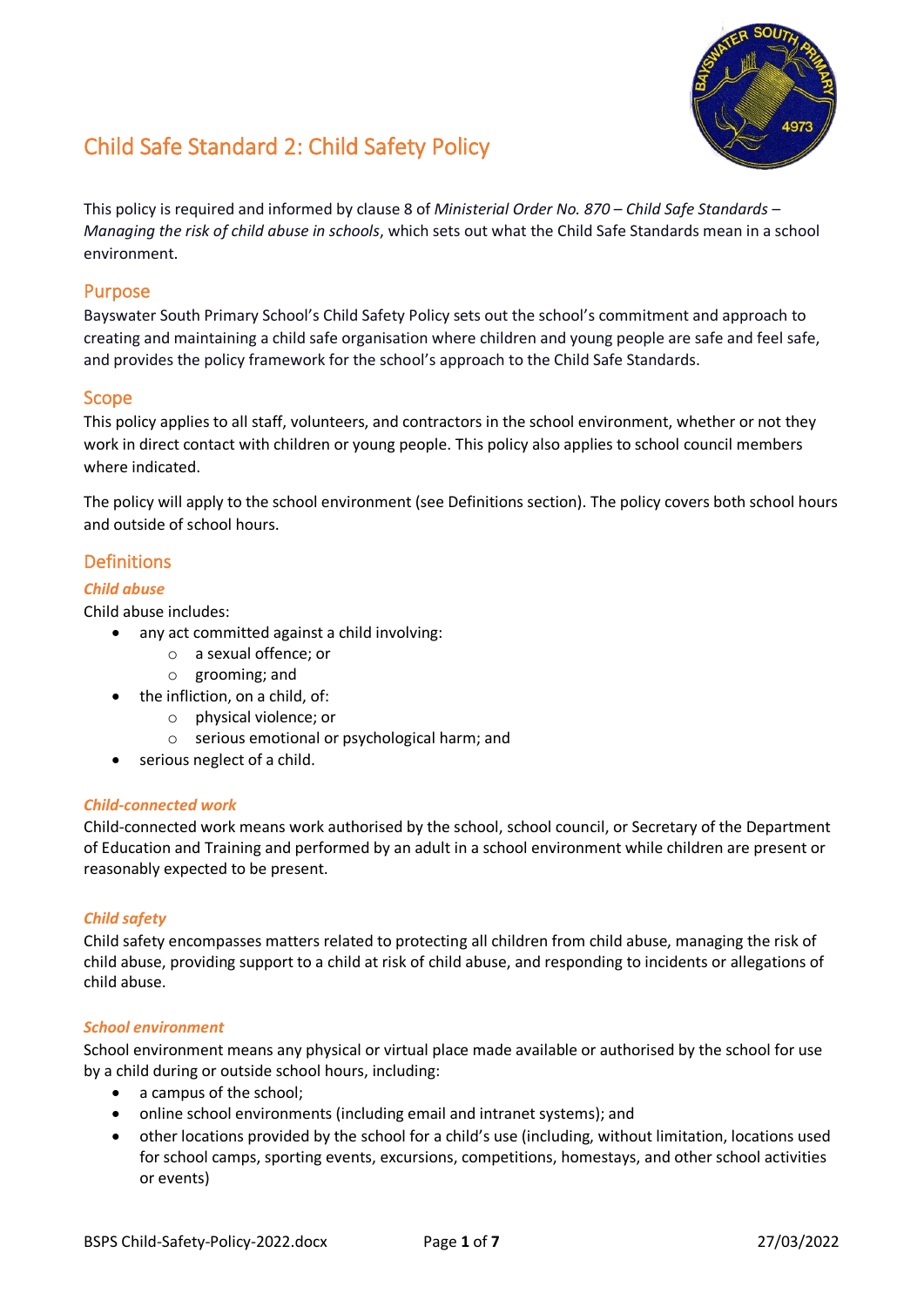# Child Safe Standard 2: Child Safety Policy

This policy is required and informed by clause 8 of *Ministerial Order No. 870 – Child Safe Standards – Managing the risk of child abuse in schools*, which sets out what the Child Safe Standards mean in a school environment.

## Purpose

Bayswater South Primary School's Child Safety Policy sets out the school's commitment and approach to creating and maintaining a child safe organisation where children and young people are safe and feel safe, and provides the policy framework for the school's approach to the Child Safe Standards.

## Scope

This policy applies to all staff, volunteers, and contractors in the school environment, whether or not they work in direct contact with children or young people. This policy also applies to school council members where indicated.

The policy will apply to the school environment (see Definitions section). The policy covers both school hours and outside of school hours.

## Definitions

### *Child abuse*

Child abuse includes:

- any act committed against a child involving:
  - a sexual offence; or
  - grooming; and
- the infliction, on a child, of:
  - physical violence; or
  - serious emotional or psychological harm; and
- serious neglect of a child.

### *Child-connected work*

Child-connected work means work authorised by the school, school council, or Secretary of the Department of Education and Training and performed by an adult in a school environment while children are present or reasonably expected to be present.

### *Child safety*

Child safety encompasses matters related to protecting all children from child abuse, managing the risk of child abuse, providing support to a child at risk of child abuse, and responding to incidents or allegations of child abuse.

### *School environment*

School environment means any physical or virtual place made available or authorised by the school for use by a child during or outside school hours, including:

- a campus of the school;
- online school environments (including email and intranet systems); and
- other locations provided by the school for a child's use (including, without limitation, locations used for school camps, sporting events, excursions, competitions, homestays, and other school activities or events)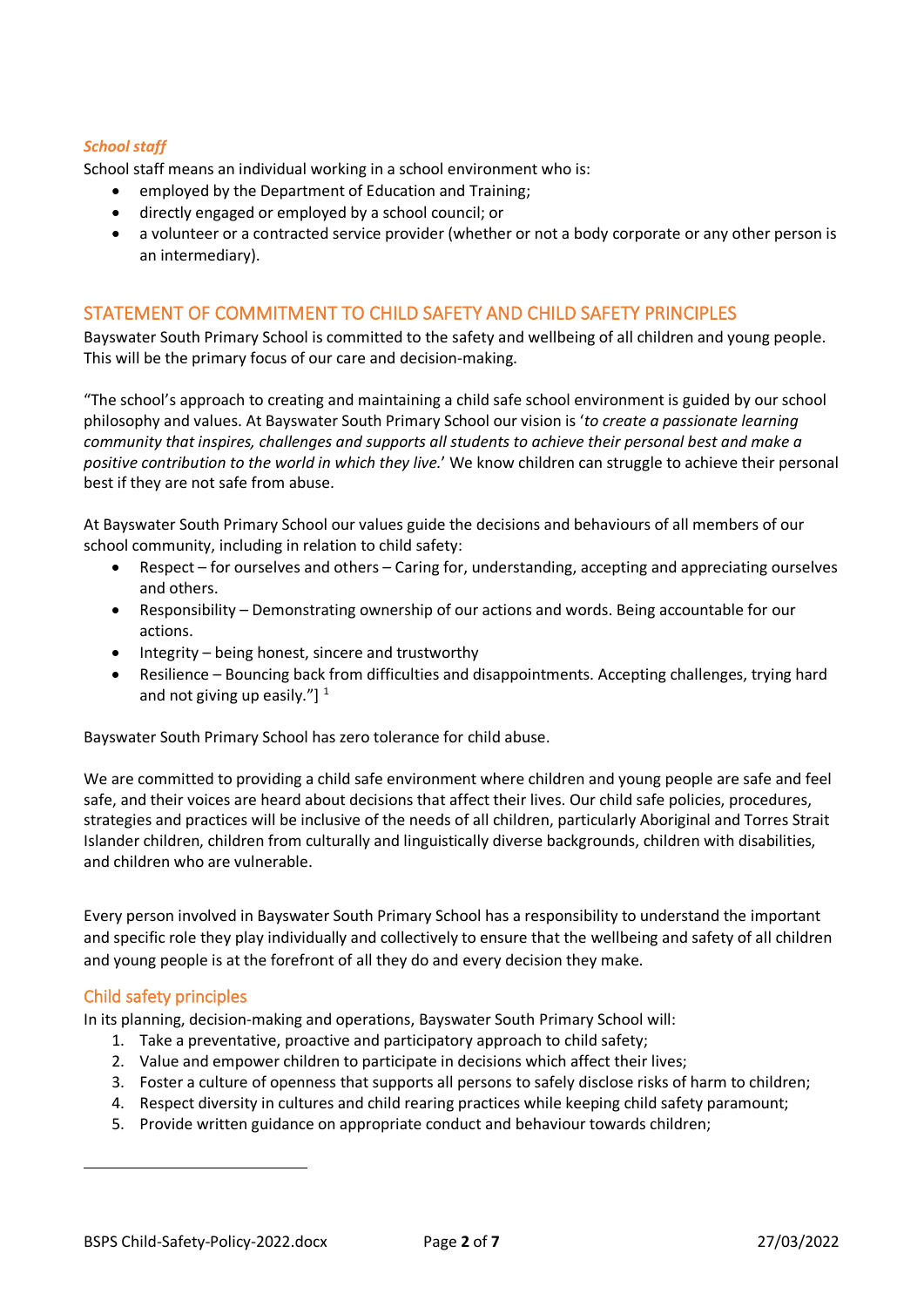### *School staff*

School staff means an individual working in a school environment who is:

- employed by the Department of Education and Training;
- directly engaged or employed by a school council; or
- a volunteer or a contracted service provider (whether or not a body corporate or any other person is an intermediary).

## STATEMENT OF COMMITMENT TO CHILD SAFETY AND CHILD SAFETY PRINCIPLES

Bayswater South Primary School is committed to the safety and wellbeing of all children and young people. This will be the primary focus of our care and decision-making.

"The school's approach to creating and maintaining a child safe school environment is guided by our school philosophy and values. At Bayswater South Primary School our vision is '*to create a passionate learning community that inspires, challenges and supports all students to achieve their personal best and make a positive contribution to the world in which they live.*' We know children can struggle to achieve their personal best if they are not safe from abuse.

At Bayswater South Primary School our values guide the decisions and behaviours of all members of our school community, including in relation to child safety:

- Respect – for ourselves and others – Caring for, understanding, accepting and appreciating ourselves and others.
- Responsibility – Demonstrating ownership of our actions and words. Being accountable for our actions.
- Integrity – being honest, sincere and trustworthy
- Resilience – Bouncing back from difficulties and disappointments. Accepting challenges, trying hard and not giving up easily."] [1]

Bayswater South Primary School has zero tolerance for child abuse.

We are committed to providing a child safe environment where children and young people are safe and feel safe, and their voices are heard about decisions that affect their lives. Our child safe policies, procedures, strategies and practices will be inclusive of the needs of all children, particularly Aboriginal and Torres Strait Islander children, children from culturally and linguistically diverse backgrounds, children with disabilities, and children who are vulnerable.

Every person involved in Bayswater South Primary School has a responsibility to understand the important and specific role they play individually and collectively to ensure that the wellbeing and safety of all children and young people is at the forefront of all they do and every decision they make.

### Child safety principles

In its planning, decision-making and operations, Bayswater South Primary School will:

1. Take a preventative, proactive and participatory approach to child safety;
2. Value and empower children to participate in decisions which affect their lives;
3. Foster a culture of openness that supports all persons to safely disclose risks of harm to children;
4. Respect diversity in cultures and child rearing practices while keeping child safety paramount;
5. Provide written guidance on appropriate conduct and behaviour towards children;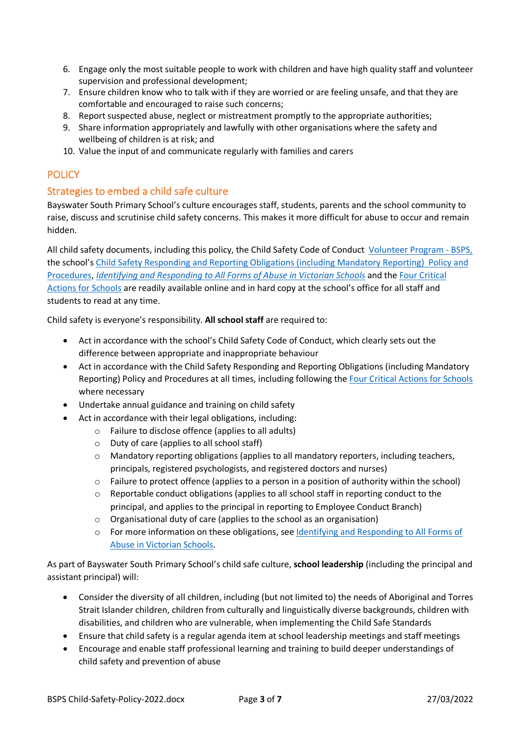6. Engage only the most suitable people to work with children and have high quality staff and volunteer supervision and professional development;
7. Ensure children know who to talk with if they are worried or are feeling unsafe, and that they are comfortable and encouraged to raise such concerns;
8. Report suspected abuse, neglect or mistreatment promptly to the appropriate authorities;
9. Share information appropriately and lawfully with other organisations where the safety and wellbeing of children is at risk; and
10. Value the input of and communicate regularly with families and carers

## POLICY

### Strategies to embed a child safe culture

Bayswater South Primary School's culture encourages staff, students, parents and the school community to raise, discuss and scrutinise child safety concerns. This makes it more difficult for abuse to occur and remain hidden.

All child safety documents, including this policy, the Child Safety Code of Conduct Volunteer Program - BSPS, the school's Child Safety Responding and Reporting Obligations (including Mandatory Reporting) Policy and Procedures, *Identifying and Responding to All Forms of Abuse in Victorian Schools* and the Four Critical Actions for Schools are readily available online and in hard copy at the school's office for all staff and students to read at any time.

Child safety is everyone's responsibility. **All school staff** are required to:

- Act in accordance with the school's Child Safety Code of Conduct, which clearly sets out the difference between appropriate and inappropriate behaviour
- Act in accordance with the Child Safety Responding and Reporting Obligations (including Mandatory Reporting) Policy and Procedures at all times, including following the Four Critical Actions for Schools where necessary
- Undertake annual guidance and training on child safety
- Act in accordance with their legal obligations, including:
  - Failure to disclose offence (applies to all adults)
  - Duty of care (applies to all school staff)
  - Mandatory reporting obligations (applies to all mandatory reporters, including teachers, principals, registered psychologists, and registered doctors and nurses)
  - Failure to protect offence (applies to a person in a position of authority within the school)
  - Reportable conduct obligations (applies to all school staff in reporting conduct to the principal, and applies to the principal in reporting to Employee Conduct Branch)
  - Organisational duty of care (applies to the school as an organisation)
  - For more information on these obligations, see Identifying and Responding to All Forms of Abuse in Victorian Schools.

As part of Bayswater South Primary School's child safe culture, **school leadership** (including the principal and assistant principal) will:

- Consider the diversity of all children, including (but not limited to) the needs of Aboriginal and Torres Strait Islander children, children from culturally and linguistically diverse backgrounds, children with disabilities, and children who are vulnerable, when implementing the Child Safe Standards
- Ensure that child safety is a regular agenda item at school leadership meetings and staff meetings
- Encourage and enable staff professional learning and training to build deeper understandings of child safety and prevention of abuse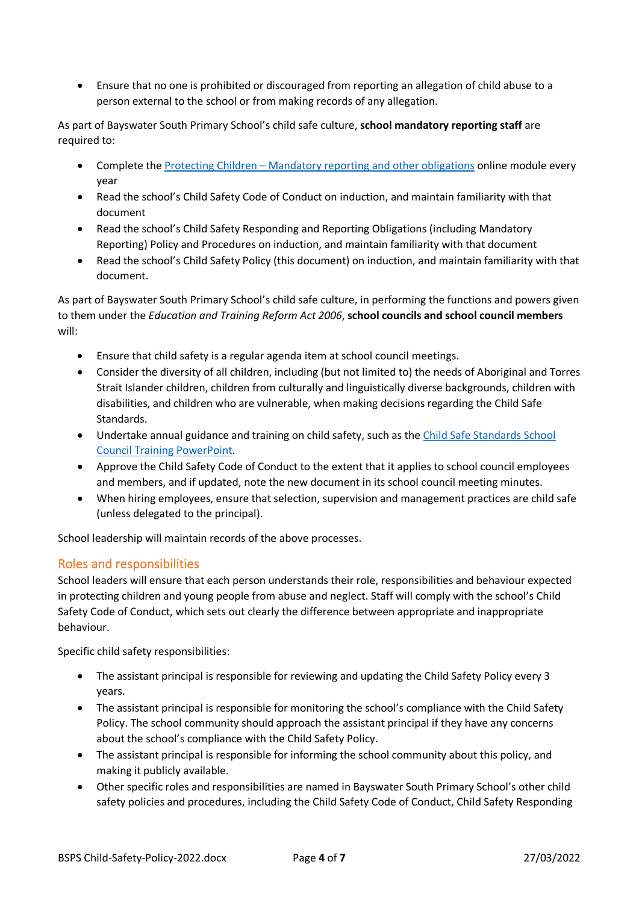- Ensure that no one is prohibited or discouraged from reporting an allegation of child abuse to a person external to the school or from making records of any allegation.

As part of Bayswater South Primary School's child safe culture, **school mandatory reporting staff** are required to:

- Complete the [Protecting Children – Mandatory reporting and other obligations]() online module every year
- Read the school's Child Safety Code of Conduct on induction, and maintain familiarity with that document
- Read the school's Child Safety Responding and Reporting Obligations (including Mandatory Reporting) Policy and Procedures on induction, and maintain familiarity with that document
- Read the school's Child Safety Policy (this document) on induction, and maintain familiarity with that document.

As part of Bayswater South Primary School's child safe culture, in performing the functions and powers given to them under the *Education and Training Reform Act 2006*, **school councils and school council members** will:

- Ensure that child safety is a regular agenda item at school council meetings.
- Consider the diversity of all children, including (but not limited to) the needs of Aboriginal and Torres Strait Islander children, children from culturally and linguistically diverse backgrounds, children with disabilities, and children who are vulnerable, when making decisions regarding the Child Safe Standards.
- Undertake annual guidance and training on child safety, such as the [Child Safe Standards School Council Training PowerPoint]().
- Approve the Child Safety Code of Conduct to the extent that it applies to school council employees and members, and if updated, note the new document in its school council meeting minutes.
- When hiring employees, ensure that selection, supervision and management practices are child safe (unless delegated to the principal).

School leadership will maintain records of the above processes.

## Roles and responsibilities

School leaders will ensure that each person understands their role, responsibilities and behaviour expected in protecting children and young people from abuse and neglect. Staff will comply with the school's Child Safety Code of Conduct, which sets out clearly the difference between appropriate and inappropriate behaviour.

Specific child safety responsibilities:

- The assistant principal is responsible for reviewing and updating the Child Safety Policy every 3 years.
- The assistant principal is responsible for monitoring the school's compliance with the Child Safety Policy. The school community should approach the assistant principal if they have any concerns about the school's compliance with the Child Safety Policy.
- The assistant principal is responsible for informing the school community about this policy, and making it publicly available.
- Other specific roles and responsibilities are named in Bayswater South Primary School's other child safety policies and procedures, including the Child Safety Code of Conduct, Child Safety Responding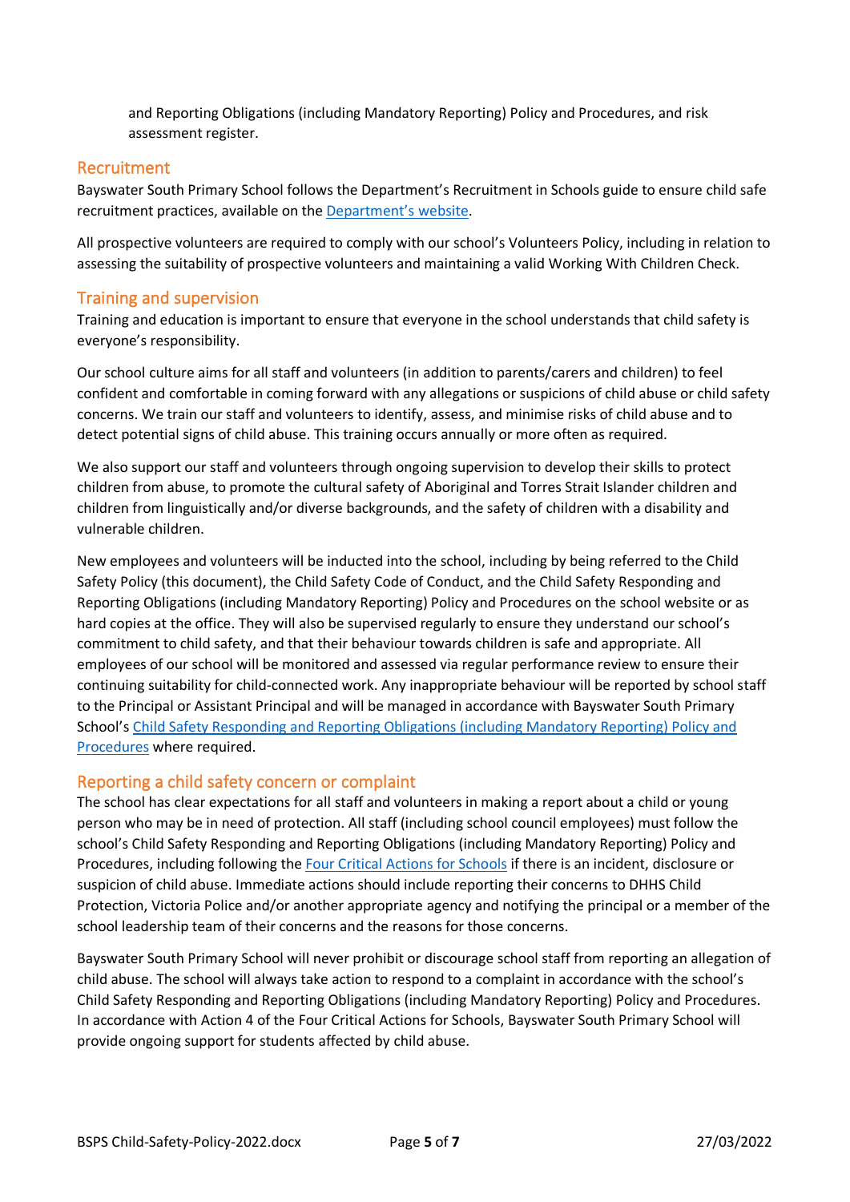and Reporting Obligations (including Mandatory Reporting) Policy and Procedures, and risk assessment register.

## Recruitment

Bayswater South Primary School follows the Department's Recruitment in Schools guide to ensure child safe recruitment practices, available on the Department's website.

All prospective volunteers are required to comply with our school's Volunteers Policy, including in relation to assessing the suitability of prospective volunteers and maintaining a valid Working With Children Check.

## Training and supervision

Training and education is important to ensure that everyone in the school understands that child safety is everyone's responsibility.

Our school culture aims for all staff and volunteers (in addition to parents/carers and children) to feel confident and comfortable in coming forward with any allegations or suspicions of child abuse or child safety concerns. We train our staff and volunteers to identify, assess, and minimise risks of child abuse and to detect potential signs of child abuse. This training occurs annually or more often as required.

We also support our staff and volunteers through ongoing supervision to develop their skills to protect children from abuse, to promote the cultural safety of Aboriginal and Torres Strait Islander children and children from linguistically and/or diverse backgrounds, and the safety of children with a disability and vulnerable children.

New employees and volunteers will be inducted into the school, including by being referred to the Child Safety Policy (this document), the Child Safety Code of Conduct, and the Child Safety Responding and Reporting Obligations (including Mandatory Reporting) Policy and Procedures on the school website or as hard copies at the office. They will also be supervised regularly to ensure they understand our school's commitment to child safety, and that their behaviour towards children is safe and appropriate. All employees of our school will be monitored and assessed via regular performance review to ensure their continuing suitability for child-connected work. Any inappropriate behaviour will be reported by school staff to the Principal or Assistant Principal and will be managed in accordance with Bayswater South Primary School's Child Safety Responding and Reporting Obligations (including Mandatory Reporting) Policy and Procedures where required.

## Reporting a child safety concern or complaint

The school has clear expectations for all staff and volunteers in making a report about a child or young person who may be in need of protection. All staff (including school council employees) must follow the school's Child Safety Responding and Reporting Obligations (including Mandatory Reporting) Policy and Procedures, including following the Four Critical Actions for Schools if there is an incident, disclosure or suspicion of child abuse. Immediate actions should include reporting their concerns to DHHS Child Protection, Victoria Police and/or another appropriate agency and notifying the principal or a member of the school leadership team of their concerns and the reasons for those concerns.

Bayswater South Primary School will never prohibit or discourage school staff from reporting an allegation of child abuse. The school will always take action to respond to a complaint in accordance with the school's Child Safety Responding and Reporting Obligations (including Mandatory Reporting) Policy and Procedures. In accordance with Action 4 of the Four Critical Actions for Schools, Bayswater South Primary School will provide ongoing support for students affected by child abuse.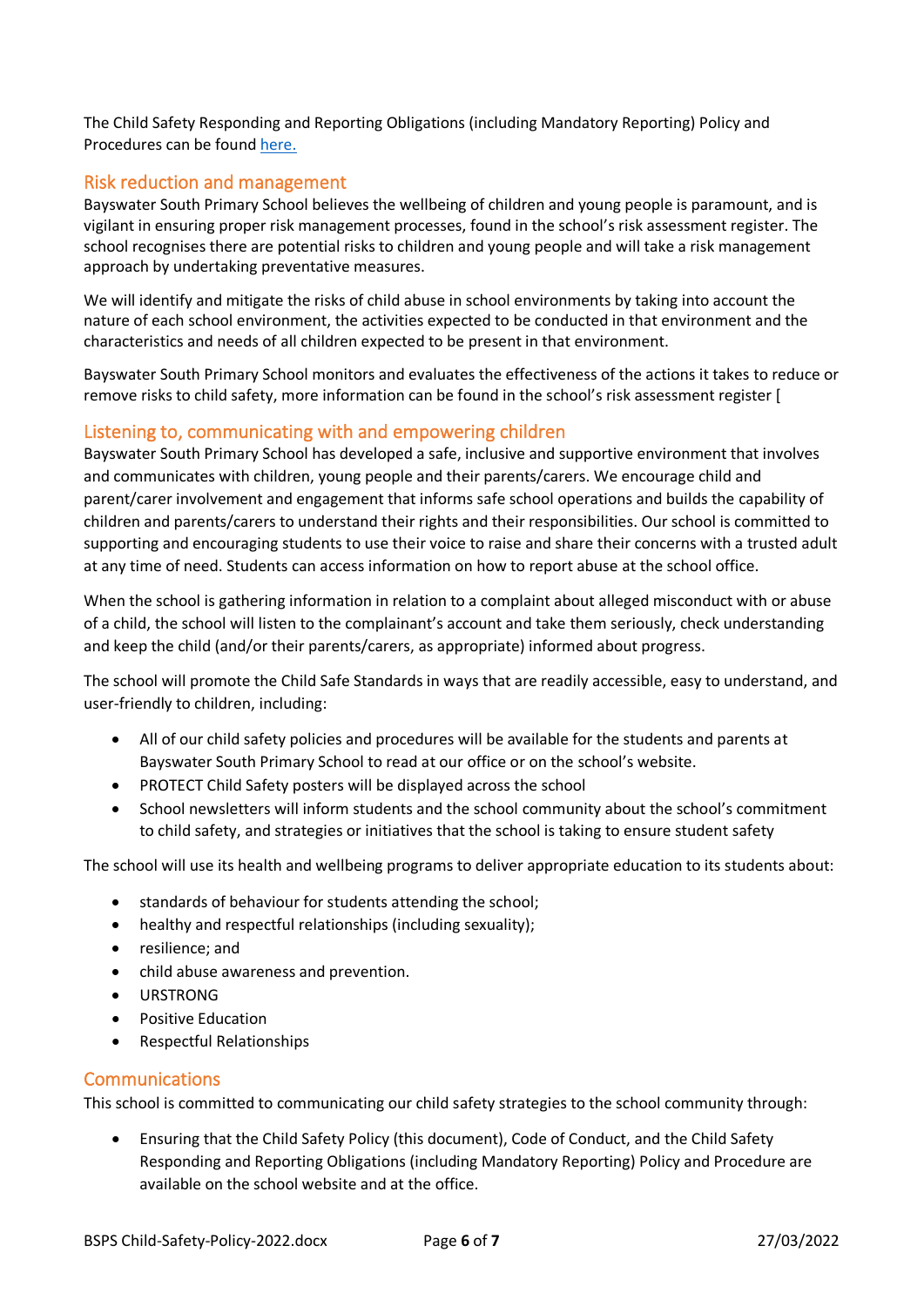The Child Safety Responding and Reporting Obligations (including Mandatory Reporting) Policy and Procedures can be found here.

## Risk reduction and management

Bayswater South Primary School believes the wellbeing of children and young people is paramount, and is vigilant in ensuring proper risk management processes, found in the school's risk assessment register. The school recognises there are potential risks to children and young people and will take a risk management approach by undertaking preventative measures.

We will identify and mitigate the risks of child abuse in school environments by taking into account the nature of each school environment, the activities expected to be conducted in that environment and the characteristics and needs of all children expected to be present in that environment.

Bayswater South Primary School monitors and evaluates the effectiveness of the actions it takes to reduce or remove risks to child safety, more information can be found in the school's risk assessment register [

## Listening to, communicating with and empowering children

Bayswater South Primary School has developed a safe, inclusive and supportive environment that involves and communicates with children, young people and their parents/carers. We encourage child and parent/carer involvement and engagement that informs safe school operations and builds the capability of children and parents/carers to understand their rights and their responsibilities. Our school is committed to supporting and encouraging students to use their voice to raise and share their concerns with a trusted adult at any time of need. Students can access information on how to report abuse at the school office.

When the school is gathering information in relation to a complaint about alleged misconduct with or abuse of a child, the school will listen to the complainant's account and take them seriously, check understanding and keep the child (and/or their parents/carers, as appropriate) informed about progress.

The school will promote the Child Safe Standards in ways that are readily accessible, easy to understand, and user-friendly to children, including:

- All of our child safety policies and procedures will be available for the students and parents at Bayswater South Primary School to read at our office or on the school's website.
- PROTECT Child Safety posters will be displayed across the school
- School newsletters will inform students and the school community about the school's commitment to child safety, and strategies or initiatives that the school is taking to ensure student safety

The school will use its health and wellbeing programs to deliver appropriate education to its students about:

- standards of behaviour for students attending the school;
- healthy and respectful relationships (including sexuality);
- resilience; and
- child abuse awareness and prevention.
- URSTRONG
- Positive Education
- Respectful Relationships

## Communications

This school is committed to communicating our child safety strategies to the school community through:

- Ensuring that the Child Safety Policy (this document), Code of Conduct, and the Child Safety Responding and Reporting Obligations (including Mandatory Reporting) Policy and Procedure are available on the school website and at the office.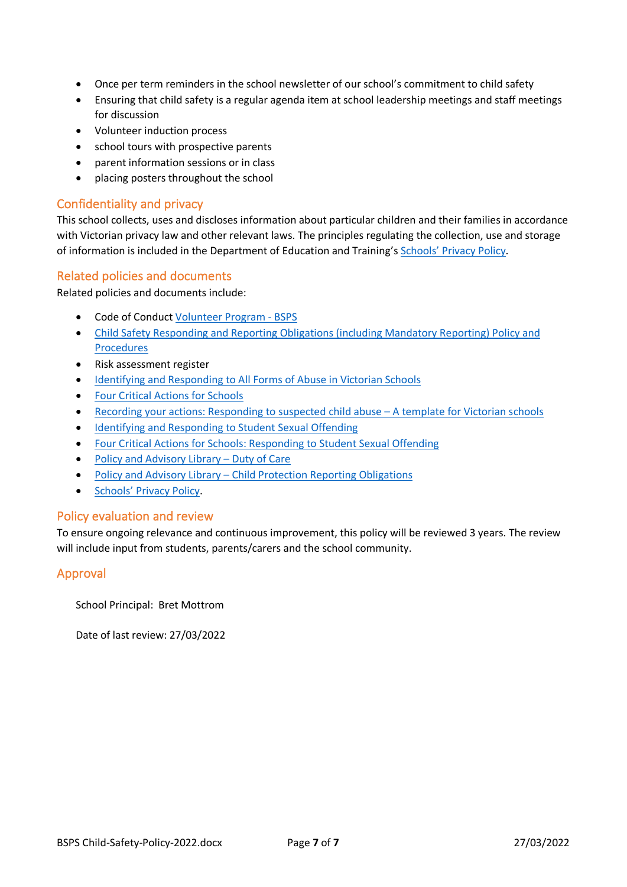- Once per term reminders in the school newsletter of our school's commitment to child safety
- Ensuring that child safety is a regular agenda item at school leadership meetings and staff meetings for discussion
- Volunteer induction process
- school tours with prospective parents
- parent information sessions or in class
- placing posters throughout the school

## Confidentiality and privacy

This school collects, uses and discloses information about particular children and their families in accordance with Victorian privacy law and other relevant laws. The principles regulating the collection, use and storage of information is included in the Department of Education and Training's Schools' Privacy Policy.

## Related policies and documents

Related policies and documents include:

- Code of Conduct Volunteer Program - BSPS
- Child Safety Responding and Reporting Obligations (including Mandatory Reporting) Policy and Procedures
- Risk assessment register
- Identifying and Responding to All Forms of Abuse in Victorian Schools
- Four Critical Actions for Schools
- Recording your actions: Responding to suspected child abuse – A template for Victorian schools
- Identifying and Responding to Student Sexual Offending
- Four Critical Actions for Schools: Responding to Student Sexual Offending
- Policy and Advisory Library – Duty of Care
- Policy and Advisory Library – Child Protection Reporting Obligations
- Schools' Privacy Policy.

## Policy evaluation and review

To ensure ongoing relevance and continuous improvement, this policy will be reviewed 3 years. The review will include input from students, parents/carers and the school community.

## Approval

School Principal: Bret Mottrom

Date of last review: 27/03/2022